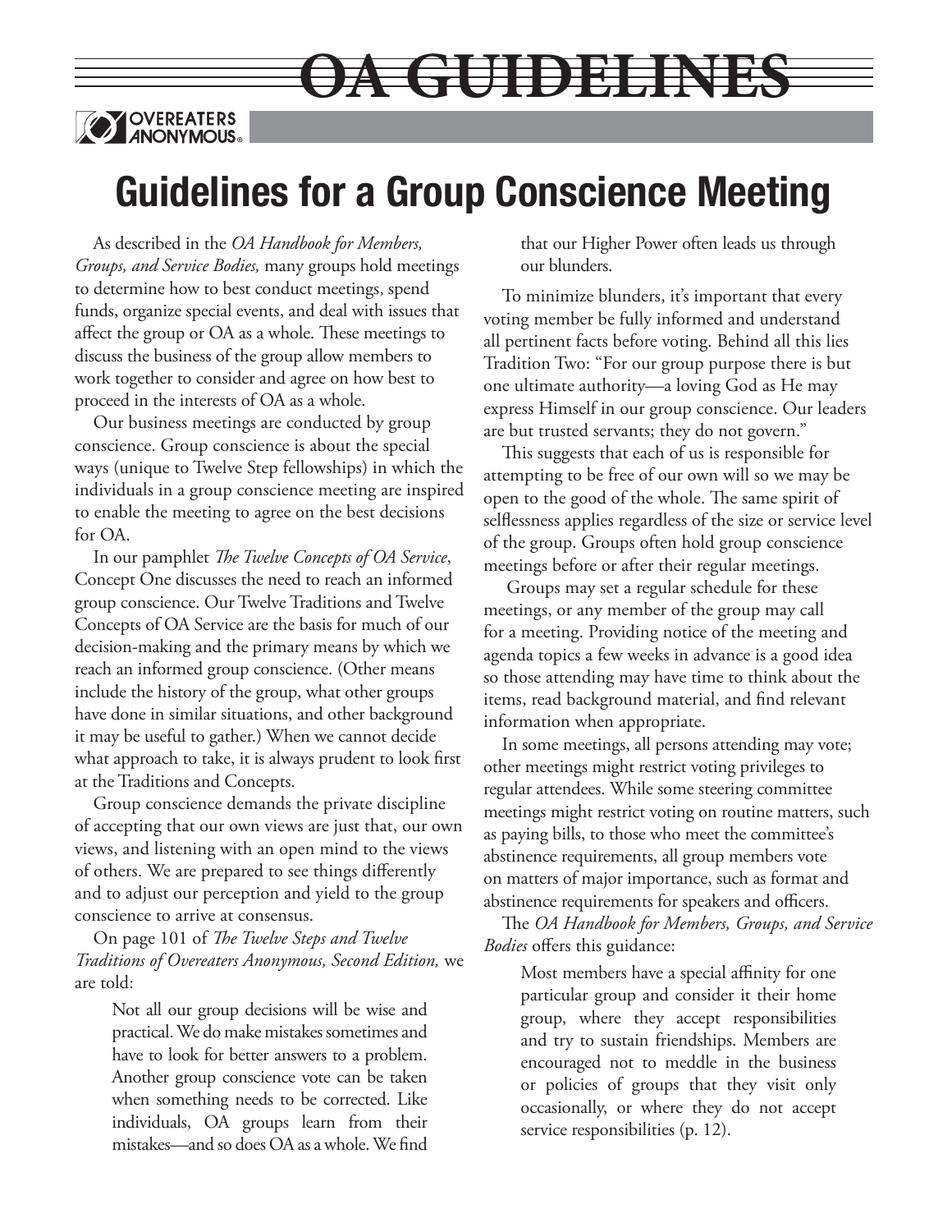# OA GUIDELINES

OVEREATERS ANONYMOUS®

## Guidelines for a Group Conscience Meeting

As described in the *OA Handbook for Members, Groups, and Service Bodies,* many groups hold meetings to determine how to best conduct meetings, spend funds, organize special events, and deal with issues that affect the group or OA as a whole. These meetings to discuss the business of the group allow members to work together to consider and agree on how best to proceed in the interests of OA as a whole.

Our business meetings are conducted by group conscience. Group conscience is about the special ways (unique to Twelve Step fellowships) in which the individuals in a group conscience meeting are inspired to enable the meeting to agree on the best decisions for OA.

In our pamphlet *The Twelve Concepts of OA Service*, Concept One discusses the need to reach an informed group conscience. Our Twelve Traditions and Twelve Concepts of OA Service are the basis for much of our decision-making and the primary means by which we reach an informed group conscience. (Other means include the history of the group, what other groups have done in similar situations, and other background it may be useful to gather.) When we cannot decide what approach to take, it is always prudent to look first at the Traditions and Concepts.

Group conscience demands the private discipline of accepting that our own views are just that, our own views, and listening with an open mind to the views of others. We are prepared to see things differently and to adjust our perception and yield to the group conscience to arrive at consensus.

On page 101 of *The Twelve Steps and Twelve Traditions of Overeaters Anonymous, Second Edition,* we are told:

> Not all our group decisions will be wise and practical. We do make mistakes sometimes and have to look for better answers to a problem. Another group conscience vote can be taken when something needs to be corrected. Like individuals, OA groups learn from their mistakes—and so does OA as a whole. We find that our Higher Power often leads us through our blunders.

To minimize blunders, it's important that every voting member be fully informed and understand all pertinent facts before voting. Behind all this lies Tradition Two: "For our group purpose there is but one ultimate authority—a loving God as He may express Himself in our group conscience. Our leaders are but trusted servants; they do not govern."

This suggests that each of us is responsible for attempting to be free of our own will so we may be open to the good of the whole. The same spirit of selflessness applies regardless of the size or service level of the group. Groups often hold group conscience meetings before or after their regular meetings.

Groups may set a regular schedule for these meetings, or any member of the group may call for a meeting. Providing notice of the meeting and agenda topics a few weeks in advance is a good idea so those attending may have time to think about the items, read background material, and find relevant information when appropriate.

In some meetings, all persons attending may vote; other meetings might restrict voting privileges to regular attendees. While some steering committee meetings might restrict voting on routine matters, such as paying bills, to those who meet the committee's abstinence requirements, all group members vote on matters of major importance, such as format and abstinence requirements for speakers and officers.

The *OA Handbook for Members, Groups, and Service Bodies* offers this guidance:

> Most members have a special affinity for one particular group and consider it their home group, where they accept responsibilities and try to sustain friendships. Members are encouraged not to meddle in the business or policies of groups that they visit only occasionally, or where they do not accept service responsibilities (p. 12).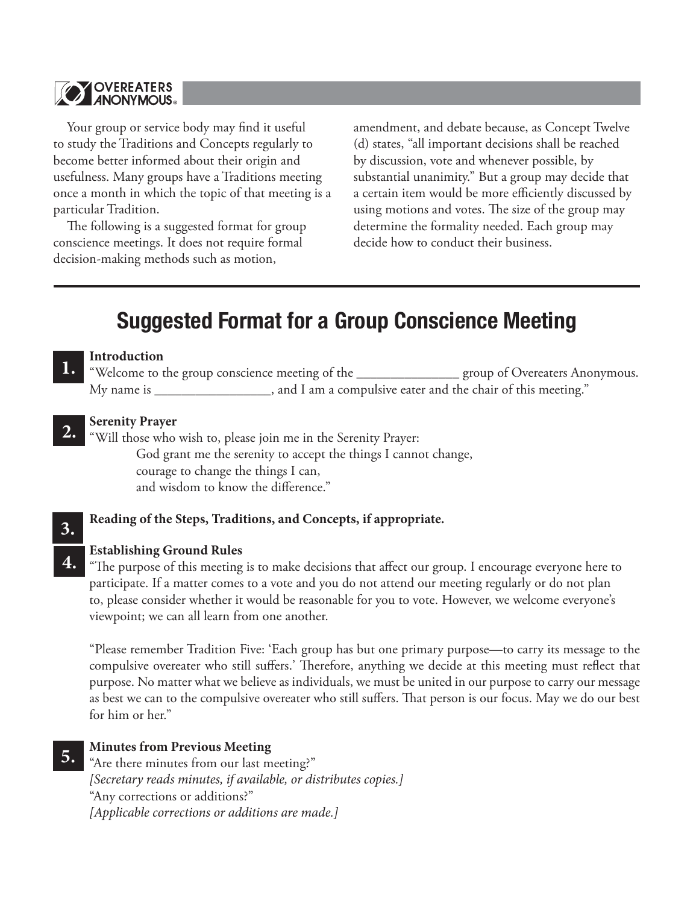Your group or service body may find it useful to study the Traditions and Concepts regularly to become better informed about their origin and usefulness. Many groups have a Traditions meeting once a month in which the topic of that meeting is a particular Tradition.

The following is a suggested format for group conscience meetings. It does not require formal decision-making methods such as motion, amendment, and debate because, as Concept Twelve (d) states, "all important decisions shall be reached by discussion, vote and whenever possible, by substantial unanimity." But a group may decide that a certain item would be more efficiently discussed by using motions and votes. The size of the group may determine the formality needed. Each group may decide how to conduct their business.

---

# Suggested Format for a Group Conscience Meeting

**1. Introduction**

"Welcome to the group conscience meeting of the _______________ group of Overeaters Anonymous. My name is _________________, and I am a compulsive eater and the chair of this meeting."

**2. Serenity Prayer**

"Will those who wish to, please join me in the Serenity Prayer:

God grant me the serenity to accept the things I cannot change,
courage to change the things I can,
and wisdom to know the difference."

**3. Reading of the Steps, Traditions, and Concepts, if appropriate.**

**4. Establishing Ground Rules**

"The purpose of this meeting is to make decisions that affect our group. I encourage everyone here to participate. If a matter comes to a vote and you do not attend our meeting regularly or do not plan to, please consider whether it would be reasonable for you to vote. However, we welcome everyone's viewpoint; we can all learn from one another.

"Please remember Tradition Five: 'Each group has but one primary purpose—to carry its message to the compulsive overeater who still suffers.' Therefore, anything we decide at this meeting must reflect that purpose. No matter what we believe as individuals, we must be united in our purpose to carry our message as best we can to the compulsive overeater who still suffers. That person is our focus. May we do our best for him or her."

**5. Minutes from Previous Meeting**

"Are there minutes from our last meeting?"
*[Secretary reads minutes, if available, or distributes copies.]*
"Any corrections or additions?"
*[Applicable corrections or additions are made.]*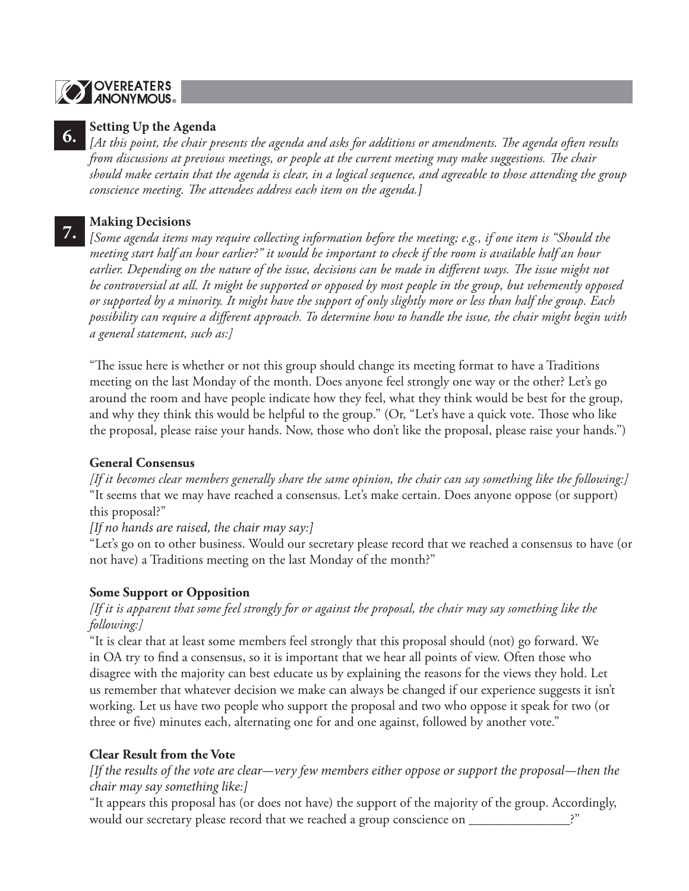## 6. Setting Up the Agenda

*[At this point, the chair presents the agenda and asks for additions or amendments. The agenda often results from discussions at previous meetings, or people at the current meeting may make suggestions. The chair should make certain that the agenda is clear, in a logical sequence, and agreeable to those attending the group conscience meeting. The attendees address each item on the agenda.]*

## 7. Making Decisions

*[Some agenda items may require collecting information before the meeting; e.g., if one item is "Should the meeting start half an hour earlier?" it would be important to check if the room is available half an hour earlier. Depending on the nature of the issue, decisions can be made in different ways. The issue might not be controversial at all. It might be supported or opposed by most people in the group, but vehemently opposed or supported by a minority. It might have the support of only slightly more or less than half the group. Each possibility can require a different approach. To determine how to handle the issue, the chair might begin with a general statement, such as:]*

"The issue here is whether or not this group should change its meeting format to have a Traditions meeting on the last Monday of the month. Does anyone feel strongly one way or the other? Let's go around the room and have people indicate how they feel, what they think would be best for the group, and why they think this would be helpful to the group." (Or, "Let's have a quick vote. Those who like the proposal, please raise your hands. Now, those who don't like the proposal, please raise your hands.")

**General Consensus**

*[If it becomes clear members generally share the same opinion, the chair can say something like the following:]*
"It seems that we may have reached a consensus. Let's make certain. Does anyone oppose (or support) this proposal?"

*[If no hands are raised, the chair may say:]*
"Let's go on to other business. Would our secretary please record that we reached a consensus to have (or not have) a Traditions meeting on the last Monday of the month?"

**Some Support or Opposition**

*[If it is apparent that some feel strongly for or against the proposal, the chair may say something like the following:]*
"It is clear that at least some members feel strongly that this proposal should (not) go forward. We in OA try to find a consensus, so it is important that we hear all points of view. Often those who disagree with the majority can best educate us by explaining the reasons for the views they hold. Let us remember that whatever decision we make can always be changed if our experience suggests it isn't working. Let us have two people who support the proposal and two who oppose it speak for two (or three or five) minutes each, alternating one for and one against, followed by another vote."

**Clear Result from the Vote**

*[If the results of the vote are clear—very few members either oppose or support the proposal—then the chair may say something like:]*
"It appears this proposal has (or does not have) the support of the majority of the group. Accordingly, would our secretary please record that we reached a group conscience on _______________?"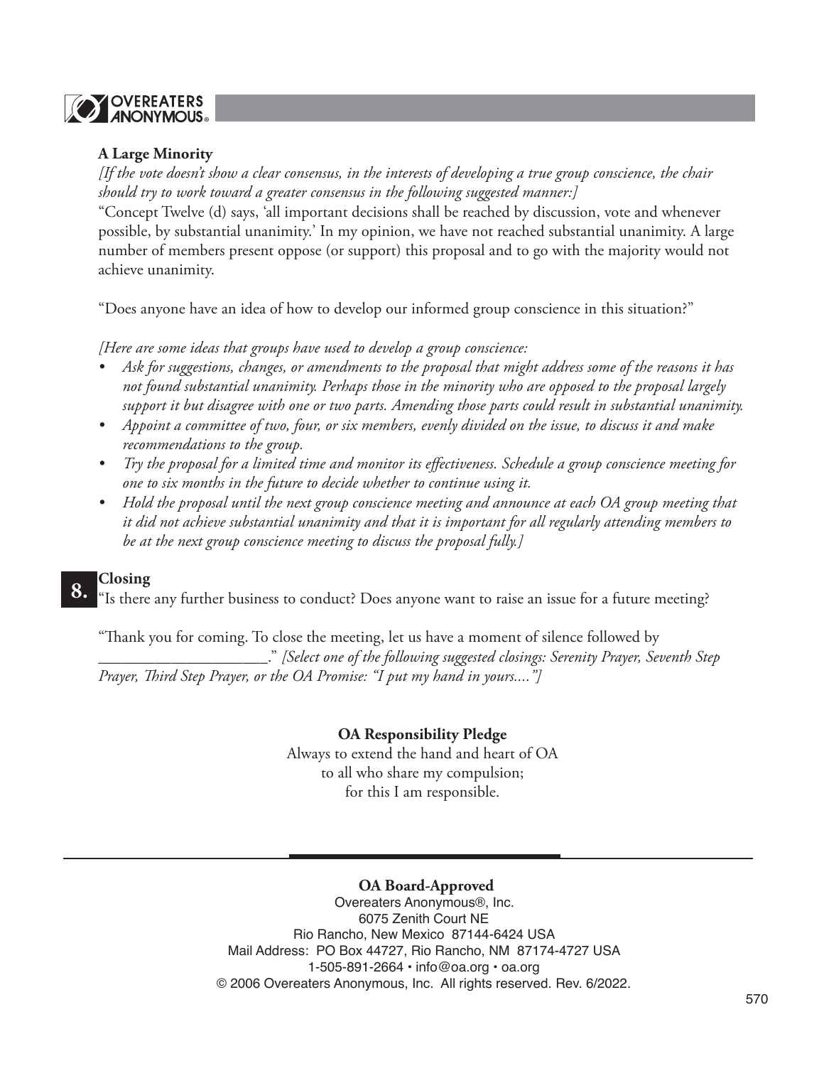**A Large Minority**

*[If the vote doesn't show a clear consensus, in the interests of developing a true group conscience, the chair should try to work toward a greater consensus in the following suggested manner:]*

"Concept Twelve (d) says, 'all important decisions shall be reached by discussion, vote and whenever possible, by substantial unanimity.' In my opinion, we have not reached substantial unanimity. A large number of members present oppose (or support) this proposal and to go with the majority would not achieve unanimity.

"Does anyone have an idea of how to develop our informed group conscience in this situation?"

*[Here are some ideas that groups have used to develop a group conscience:*

- *Ask for suggestions, changes, or amendments to the proposal that might address some of the reasons it has not found substantial unanimity. Perhaps those in the minority who are opposed to the proposal largely support it but disagree with one or two parts. Amending those parts could result in substantial unanimity.*
- *Appoint a committee of two, four, or six members, evenly divided on the issue, to discuss it and make recommendations to the group.*
- *Try the proposal for a limited time and monitor its effectiveness. Schedule a group conscience meeting for one to six months in the future to decide whether to continue using it.*
- *Hold the proposal until the next group conscience meeting and announce at each OA group meeting that it did not achieve substantial unanimity and that it is important for all regularly attending members to be at the next group conscience meeting to discuss the proposal fully.]*

## 8. Closing

"Is there any further business to conduct? Does anyone want to raise an issue for a future meeting?

"Thank you for coming. To close the meeting, let us have a moment of silence followed by _____________________." *[Select one of the following suggested closings: Serenity Prayer, Seventh Step Prayer, Third Step Prayer, or the OA Promise: "I put my hand in yours...."]*

**OA Responsibility Pledge**

Always to extend the hand and heart of OA
to all who share my compulsion;
for this I am responsible.

**OA Board-Approved**

Overeaters Anonymous®, Inc.
6075 Zenith Court NE
Rio Rancho, New Mexico 87144-6424 USA
Mail Address: PO Box 44727, Rio Rancho, NM 87174-4727 USA
1-505-891-2664 • info@oa.org • oa.org
© 2006 Overeaters Anonymous, Inc. All rights reserved. Rev. 6/2022.

570